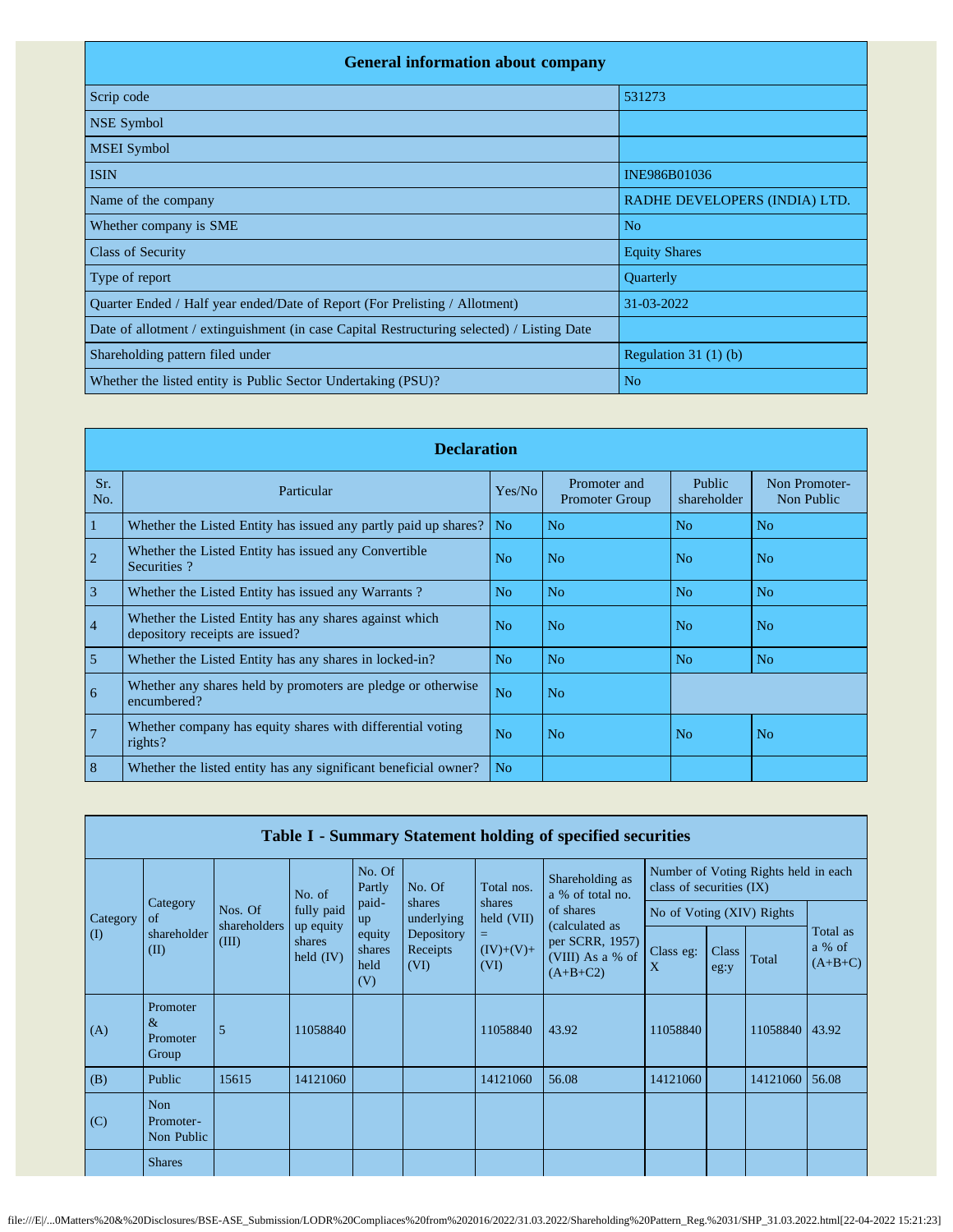| General information about company | |
|---|---|
| Scrip code | 531273 |
| NSE Symbol | |
| MSEI Symbol | |
| ISIN | INE986B01036 |
| Name of the company | RADHE DEVELOPERS (INDIA) LTD. |
| Whether company is SME | No |
| Class of Security | Equity Shares |
| Type of report | Quarterly |
| Quarter Ended / Half year ended/Date of Report (For Prelisting / Allotment) | 31-03-2022 |
| Date of allotment / extinguishment (in case Capital Restructuring selected) / Listing Date | |
| Shareholding pattern filed under | Regulation 31 (1) (b) |
| Whether the listed entity is Public Sector Undertaking (PSU)? | No |

**Declaration**

| Sr. No. | Particular | Yes/No | Promoter and Promoter Group | Public shareholder | Non Promoter- Non Public |
|---|---|---|---|---|---|
| 1 | Whether the Listed Entity has issued any partly paid up shares? | No | No | No | No |
| 2 | Whether the Listed Entity has issued any Convertible Securities ? | No | No | No | No |
| 3 | Whether the Listed Entity has issued any Warrants ? | No | No | No | No |
| 4 | Whether the Listed Entity has any shares against which depository receipts are issued? | No | No | No | No |
| 5 | Whether the Listed Entity has any shares in locked-in? | No | No | No | No |
| 6 | Whether any shares held by promoters are pledge or otherwise encumbered? | No | No | | |
| 7 | Whether company has equity shares with differential voting rights? | No | No | No | No |
| 8 | Whether the listed entity has any significant beneficial owner? | No | | | |

**Table I - Summary Statement holding of specified securities**

| Category (I) | Category of shareholder (II) | Nos. Of shareholders (III) | No. of fully paid up equity shares held (IV) | No. Of Partly paid-up equity shares held (V) | No. Of shares underlying Depository Receipts (VI) | Total nos. shares held (VII) = (IV)+(V)+ (VI) | Shareholding as a % of total no. of shares (calculated as per SCRR, 1957) (VIII) As a % of (A+B+C2) | Number of Voting Rights held in each class of securities (IX) | | | |
|---|---|---|---|---|---|---|---|---|---|---|---|
| | | | | | | | | No of Voting (XIV) Rights | | | Total as a % of (A+B+C) |
| | | | | | | | | Class eg: X | Class eg:y | Total | |
| (A) | Promoter & Promoter Group | 5 | 11058840 | | | 11058840 | 43.92 | 11058840 | | 11058840 | 43.92 |
| (B) | Public | 15615 | 14121060 | | | 14121060 | 56.08 | 14121060 | | 14121060 | 56.08 |
| (C) | Non Promoter- Non Public | | | | | | | | | | |
| | Shares | | | | | | | | | | |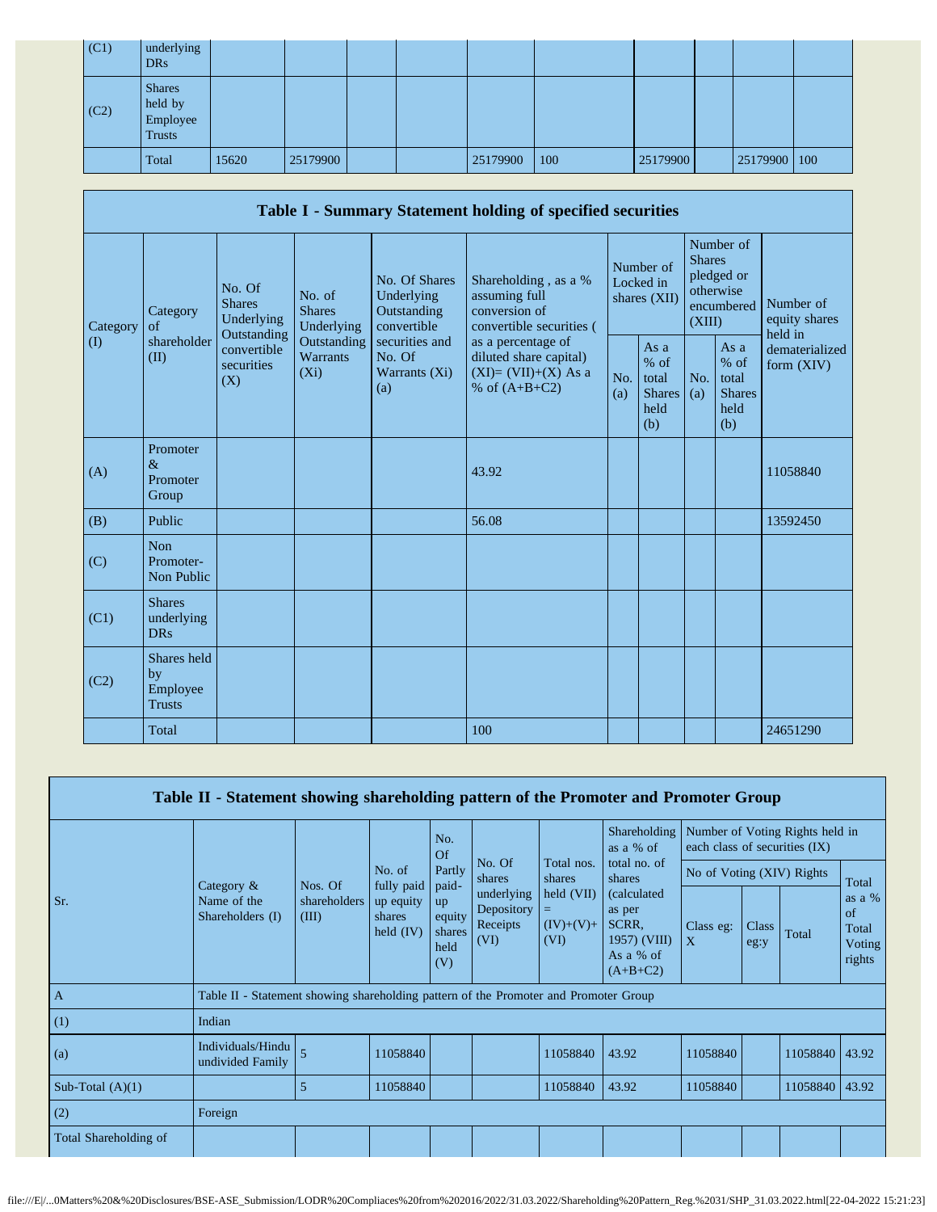| | | | | | | | | | | | |
|---|---|---|---|---|---|---|---|---|---|---|---|
| (C1) | underlying DRs | | | | | | | | | | |
| (C2) | Shares held by Employee Trusts | | | | | | | | | | |
| | Total | 15620 | 25179900 | | | 25179900 | 100 | 25179900 | | 25179900 | 100 |

| Table I - Summary Statement holding of specified securities | | | | | | | | | | |
|---|---|---|---|---|---|---|---|---|---|---|
| Category (I) | Category of shareholder (II) | No. Of Shares Underlying Outstanding convertible securities (X) | No. of Shares Underlying Outstanding Warrants (Xi) | No. Of Shares Underlying Outstanding convertible securities and No. Of Warrants (Xi) (a) | Shareholding , as a % assuming full conversion of convertible securities ( as a percentage of diluted share capital) (XI)= (VII)+(X) As a % of (A+B+C2) | Number of Locked in shares (XII) | | Number of Shares pledged or otherwise encumbered (XIII) | | Number of equity shares held in dematerialized form (XIV) |
| | | | | | | No. (a) | As a % of total Shares held (b) | No. (a) | As a % of total Shares held (b) | |
| (A) | Promoter & Promoter Group | | | | 43.92 | | | | | 11058840 |
| (B) | Public | | | | 56.08 | | | | | 13592450 |
| (C) | Non Promoter- Non Public | | | | | | | | | |
| (C1) | Shares underlying DRs | | | | | | | | | |
| (C2) | Shares held by Employee Trusts | | | | | | | | | |
| | Total | | | | 100 | | | | | 24651290 |

| Table II - Statement showing shareholding pattern of the Promoter and Promoter Group | | | | | | | | | | | |
|---|---|---|---|---|---|---|---|---|---|---|---|
| Sr. | Category & Name of the Shareholders (I) | Nos. Of shareholders (III) | No. of fully paid up equity shares held (IV) | No. Of Partly paid-up equity shares held (V) | No. Of shares underlying Depository Receipts (VI) | Total nos. shares held (VII) = (IV)+(V)+ (VI) | Shareholding as a % of total no. of shares (calculated as per SCRR, 1957) (VIII) As a % of (A+B+C2) | Number of Voting Rights held in each class of securities (IX) | | | |
| | | | | | | | | No of Voting (XIV) Rights | | | Total as a % of Total Voting rights |
| | | | | | | | | Class eg: X | Class eg:y | Total | |
| A | Table II - Statement showing shareholding pattern of the Promoter and Promoter Group | | | | | | | | | | |
| (1) | Indian | | | | | | | | | | |
| (a) | Individuals/Hindu undivided Family | 5 | 11058840 | | | 11058840 | 43.92 | 11058840 | | 11058840 | 43.92 |
| Sub-Total (A)(1) | | 5 | 11058840 | | | 11058840 | 43.92 | 11058840 | | 11058840 | 43.92 |
| (2) | Foreign | | | | | | | | | | |
| Total Shareholding of | | | | | | | | | | | |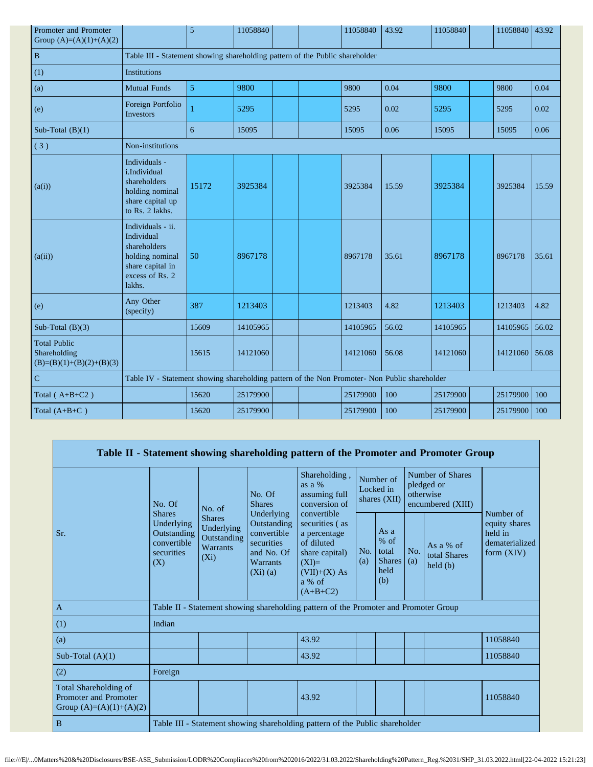| Promoter and Promoter Group (A)=(A)(1)+(A)(2) | | 5 | 11058840 | | | 11058840 | 43.92 | 11058840 | | 11058840 | 43.92 |
|---|---|---|---|---|---|---|---|---|---|---|---|
| B | Table III - Statement showing shareholding pattern of the Public shareholder | | | | | | | | | | |
| (1) | Institutions | | | | | | | | | | |
| (a) | Mutual Funds | 5 | 9800 | | | 9800 | 0.04 | 9800 | | 9800 | 0.04 |
| (e) | Foreign Portfolio Investors | 1 | 5295 | | | 5295 | 0.02 | 5295 | | 5295 | 0.02 |
| Sub-Total (B)(1) | | 6 | 15095 | | | 15095 | 0.06 | 15095 | | 15095 | 0.06 |
| ( 3 ) | Non-institutions | | | | | | | | | | |
| (a(i)) | Individuals - i.Individual shareholders holding nominal share capital up to Rs. 2 lakhs. | 15172 | 3925384 | | | 3925384 | 15.59 | 3925384 | | 3925384 | 15.59 |
| (a(ii)) | Individuals - ii. Individual shareholders holding nominal share capital in excess of Rs. 2 lakhs. | 50 | 8967178 | | | 8967178 | 35.61 | 8967178 | | 8967178 | 35.61 |
| (e) | Any Other (specify) | 387 | 1213403 | | | 1213403 | 4.82 | 1213403 | | 1213403 | 4.82 |
| Sub-Total (B)(3) | | 15609 | 14105965 | | | 14105965 | 56.02 | 14105965 | | 14105965 | 56.02 |
| Total Public Shareholding (B)=(B)(1)+(B)(2)+(B)(3) | | 15615 | 14121060 | | | 14121060 | 56.08 | 14121060 | | 14121060 | 56.08 |
| C | Table IV - Statement showing shareholding pattern of the Non Promoter- Non Public shareholder | | | | | | | | | | |
| Total ( A+B+C2 ) | | 15620 | 25179900 | | | 25179900 | 100 | 25179900 | | 25179900 | 100 |
| Total (A+B+C ) | | 15620 | 25179900 | | | 25179900 | 100 | 25179900 | | 25179900 | 100 |

## Table II - Statement showing shareholding pattern of the Promoter and Promoter Group

| Sr. | No. Of Shares Underlying Outstanding convertible securities (X) | No. of Shares Underlying Outstanding Warrants (Xi) | No. Of Shares Underlying Outstanding convertible securities and No. Of Warrants (Xi) (a) | Shareholding , as a % assuming full conversion of convertible securities ( as a percentage of diluted share capital) (XI)= (VII)+(X) As a % of (A+B+C2) | Number of Locked in shares (XII) | | Number of Shares pledged or otherwise encumbered (XIII) | | Number of equity shares held in dematerialized form (XIV) |
|---|---|---|---|---|---|---|---|---|---|
| | | | | | No. (a) | As a % of total Shares held (b) | No. (a) | As a % of total Shares held (b) | |
| A | Table II - Statement showing shareholding pattern of the Promoter and Promoter Group | | | | | | | | |
| (1) | Indian | | | | | | | | |
| (a) | | | | 43.92 | | | | | 11058840 |
| Sub-Total (A)(1) | | | | 43.92 | | | | | 11058840 |
| (2) | Foreign | | | | | | | | |
| Total Shareholding of Promoter and Promoter Group (A)=(A)(1)+(A)(2) | | | | 43.92 | | | | | 11058840 |
| B | Table III - Statement showing shareholding pattern of the Public shareholder | | | | | | | | |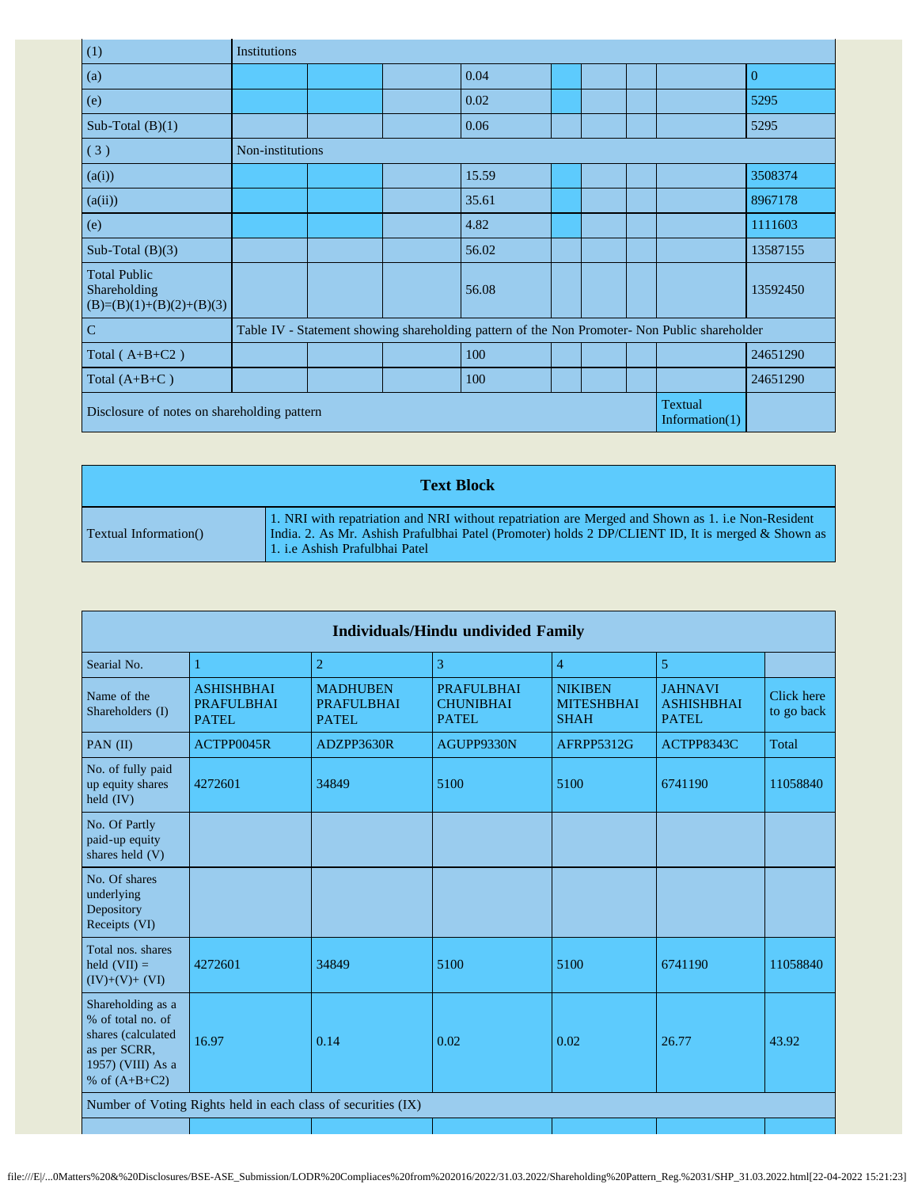| | | | | | | | | | |
|---|---|---|---|---|---|---|---|---|---|
| (1) | Institutions | | | | | | | | |
| (a) | | | | 0.04 | | | | | 0 |
| (e) | | | | 0.02 | | | | | 5295 |
| Sub-Total (B)(1) | | | | 0.06 | | | | | 5295 |
| ( 3 ) | Non-institutions | | | | | | | | |
| (a(i)) | | | | 15.59 | | | | | 3508374 |
| (a(ii)) | | | | 35.61 | | | | | 8967178 |
| (e) | | | | 4.82 | | | | | 1111603 |
| Sub-Total (B)(3) | | | | 56.02 | | | | | 13587155 |
| Total Public Shareholding (B)=(B)(1)+(B)(2)+(B)(3) | | | | 56.08 | | | | | 13592450 |
| C | Table IV - Statement showing shareholding pattern of the Non Promoter- Non Public shareholder | | | | | | | | |
| Total ( A+B+C2 ) | | | | 100 | | | | | 24651290 |
| Total (A+B+C ) | | | | 100 | | | | | 24651290 |
| Disclosure of notes on shareholding pattern | | | | | | | | Textual Information(1) | |

| Text Block | |
|---|---|
| Textual Information() | 1. NRI with repatriation and NRI without repatriation are Merged and Shown as 1. i.e Non-Resident India. 2. As Mr. Ashish Prafulbhai Patel (Promoter) holds 2 DP/CLIENT ID, It is merged & Shown as 1. i.e Ashish Prafulbhai Patel |

| Individuals/Hindu undivided Family | | | | | | |
|---|---|---|---|---|---|---|
| Searial No. | 1 | 2 | 3 | 4 | 5 | |
| Name of the Shareholders (I) | ASHISHBHAI PRAFULBHAI PATEL | MADHUBEN PRAFULBHAI PATEL | PRAFULBHAI CHUNIBHAI PATEL | NIKIBEN MITESHBHAI SHAH | JAHNAVI ASHISHBHAI PATEL | Click here to go back |
| PAN (II) | ACTPP0045R | ADZPP3630R | AGUPP9330N | AFRPP5312G | ACTPP8343C | Total |
| No. of fully paid up equity shares held (IV) | 4272601 | 34849 | 5100 | 5100 | 6741190 | 11058840 |
| No. Of Partly paid-up equity shares held (V) | | | | | | |
| No. Of shares underlying Depository Receipts (VI) | | | | | | |
| Total nos. shares held (VII) = (IV)+(V)+ (VI) | 4272601 | 34849 | 5100 | 5100 | 6741190 | 11058840 |
| Shareholding as a % of total no. of shares (calculated as per SCRR, 1957) (VIII) As a % of (A+B+C2) | 16.97 | 0.14 | 0.02 | 0.02 | 26.77 | 43.92 |
| Number of Voting Rights held in each class of securities (IX) | | | | | | |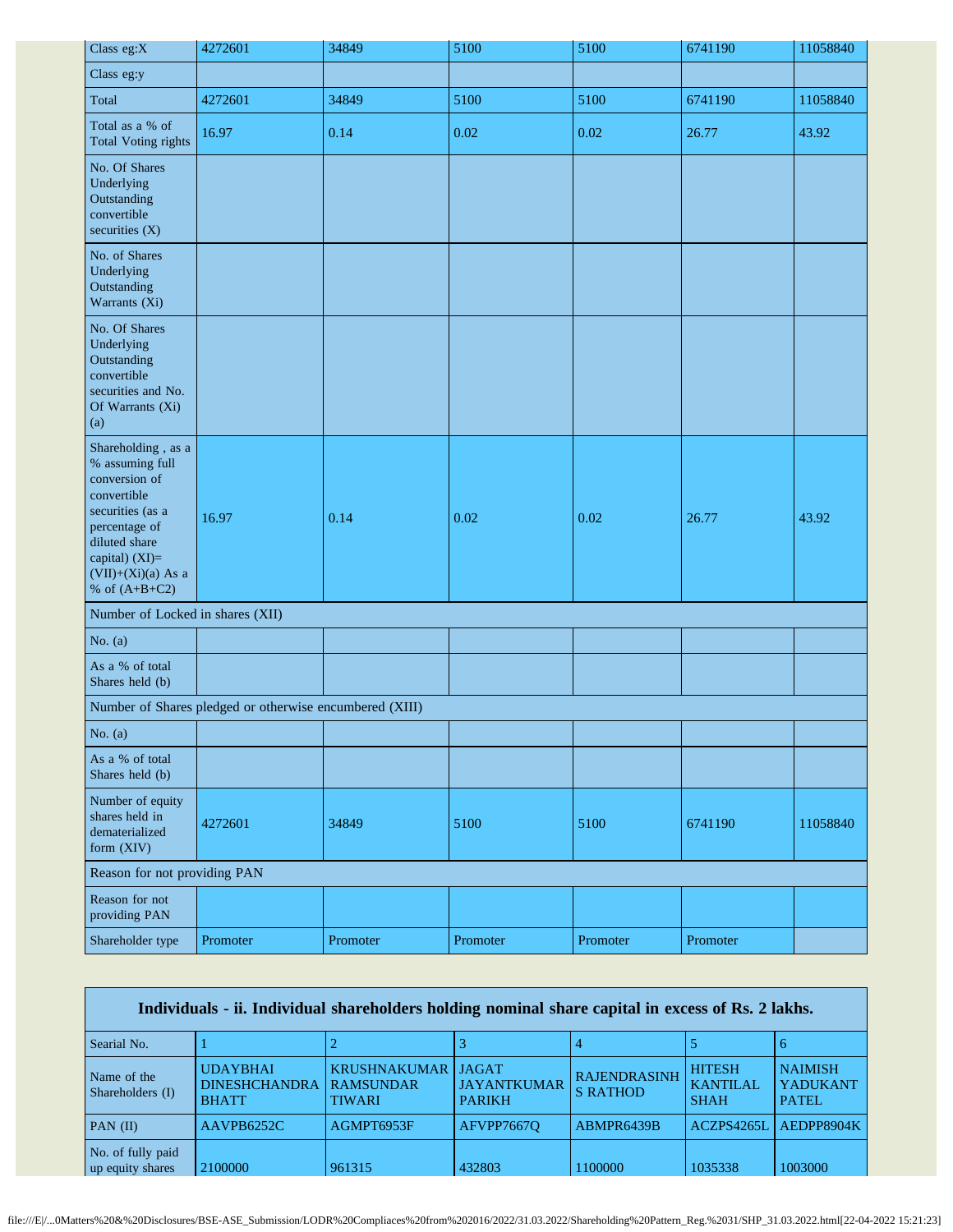| Class eg:X | 4272601 | 34849 | 5100 | 5100 | 6741190 | 11058840 |
|---|---|---|---|---|---|---|
| Class eg:y | | | | | | |
| Total | 4272601 | 34849 | 5100 | 5100 | 6741190 | 11058840 |
| Total as a % of Total Voting rights | 16.97 | 0.14 | 0.02 | 0.02 | 26.77 | 43.92 |
| No. Of Shares Underlying Outstanding convertible securities (X) | | | | | | |
| No. of Shares Underlying Outstanding Warrants (Xi) | | | | | | |
| No. Of Shares Underlying Outstanding convertible securities and No. Of Warrants (Xi) (a) | | | | | | |
| Shareholding , as a % assuming full conversion of convertible securities (as a percentage of diluted share capital) (XI)= (VII)+(Xi)(a) As a % of (A+B+C2) | 16.97 | 0.14 | 0.02 | 0.02 | 26.77 | 43.92 |
| Number of Locked in shares (XII) | | | | | | |
| No. (a) | | | | | | |
| As a % of total Shares held (b) | | | | | | |
| Number of Shares pledged or otherwise encumbered (XIII) | | | | | | |
| No. (a) | | | | | | |
| As a % of total Shares held (b) | | | | | | |
| Number of equity shares held in dematerialized form (XIV) | 4272601 | 34849 | 5100 | 5100 | 6741190 | 11058840 |
| Reason for not providing PAN | | | | | | |
| Reason for not providing PAN | | | | | | |
| Shareholder type | Promoter | Promoter | Promoter | Promoter | Promoter | |

**Individuals - ii. Individual shareholders holding nominal share capital in excess of Rs. 2 lakhs.**

| Searial No. | 1 | 2 | 3 | 4 | 5 | 6 |
|---|---|---|---|---|---|---|
| Name of the Shareholders (I) | UDAYBHAI DINESHCHANDRA BHATT | KRUSHNAKUMAR RAMSUNDAR TIWARI | JAGAT JAYANTKUMAR PARIKH | RAJENDRASINH S RATHOD | HITESH KANTILAL SHAH | NAIMISH YADUKANT PATEL |
| PAN (II) | AAVPB6252C | AGMPT6953F | AFVPP7667Q | ABMPR6439B | ACZPS4265L | AEDPP8904K |
| No. of fully paid up equity shares | 2100000 | 961315 | 432803 | 1100000 | 1035338 | 1003000 |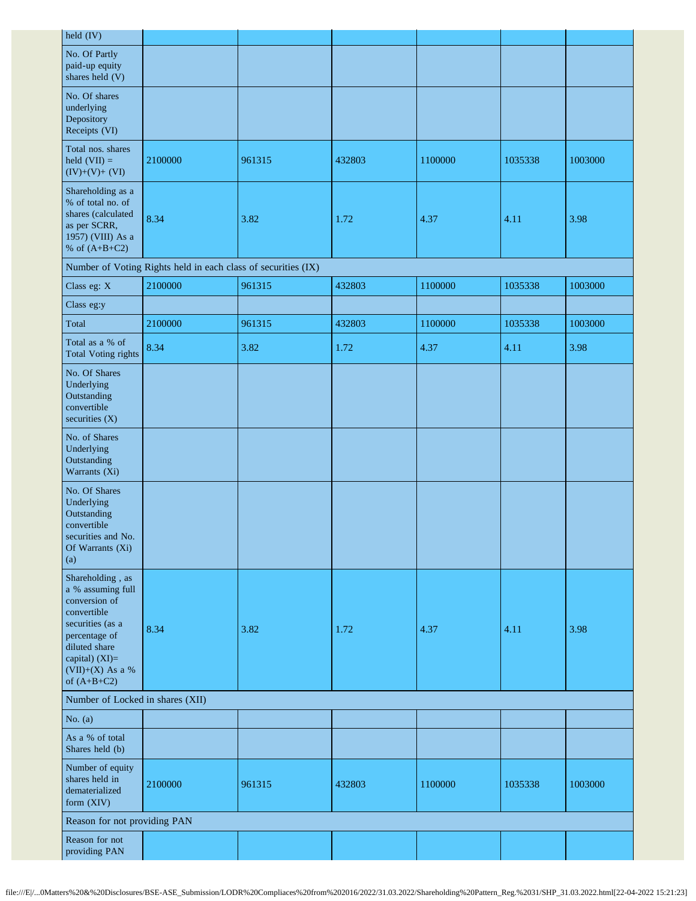| held (IV) | | | | | | |
|---|---|---|---|---|---|---|
| No. Of Partly paid-up equity shares held (V) | | | | | | |
| No. Of shares underlying Depository Receipts (VI) | | | | | | |
| Total nos. shares held (VII) = (IV)+(V)+ (VI) | 2100000 | 961315 | 432803 | 1100000 | 1035338 | 1003000 |
| Shareholding as a % of total no. of shares (calculated as per SCRR, 1957) (VIII) As a % of (A+B+C2) | 8.34 | 3.82 | 1.72 | 4.37 | 4.11 | 3.98 |
| Number of Voting Rights held in each class of securities (IX) | | | | | | |
| Class eg: X | 2100000 | 961315 | 432803 | 1100000 | 1035338 | 1003000 |
| Class eg:y | | | | | | |
| Total | 2100000 | 961315 | 432803 | 1100000 | 1035338 | 1003000 |
| Total as a % of Total Voting rights | 8.34 | 3.82 | 1.72 | 4.37 | 4.11 | 3.98 |
| No. Of Shares Underlying Outstanding convertible securities (X) | | | | | | |
| No. of Shares Underlying Outstanding Warrants (Xi) | | | | | | |
| No. Of Shares Underlying Outstanding convertible securities and No. Of Warrants (Xi) (a) | | | | | | |
| Shareholding , as a % assuming full conversion of convertible securities (as a percentage of diluted share capital) (XI)= (VII)+(X) As a % of (A+B+C2) | 8.34 | 3.82 | 1.72 | 4.37 | 4.11 | 3.98 |
| Number of Locked in shares (XII) | | | | | | |
| No. (a) | | | | | | |
| As a % of total Shares held (b) | | | | | | |
| Number of equity shares held in dematerialized form (XIV) | 2100000 | 961315 | 432803 | 1100000 | 1035338 | 1003000 |
| Reason for not providing PAN | | | | | | |
| Reason for not providing PAN | | | | | | |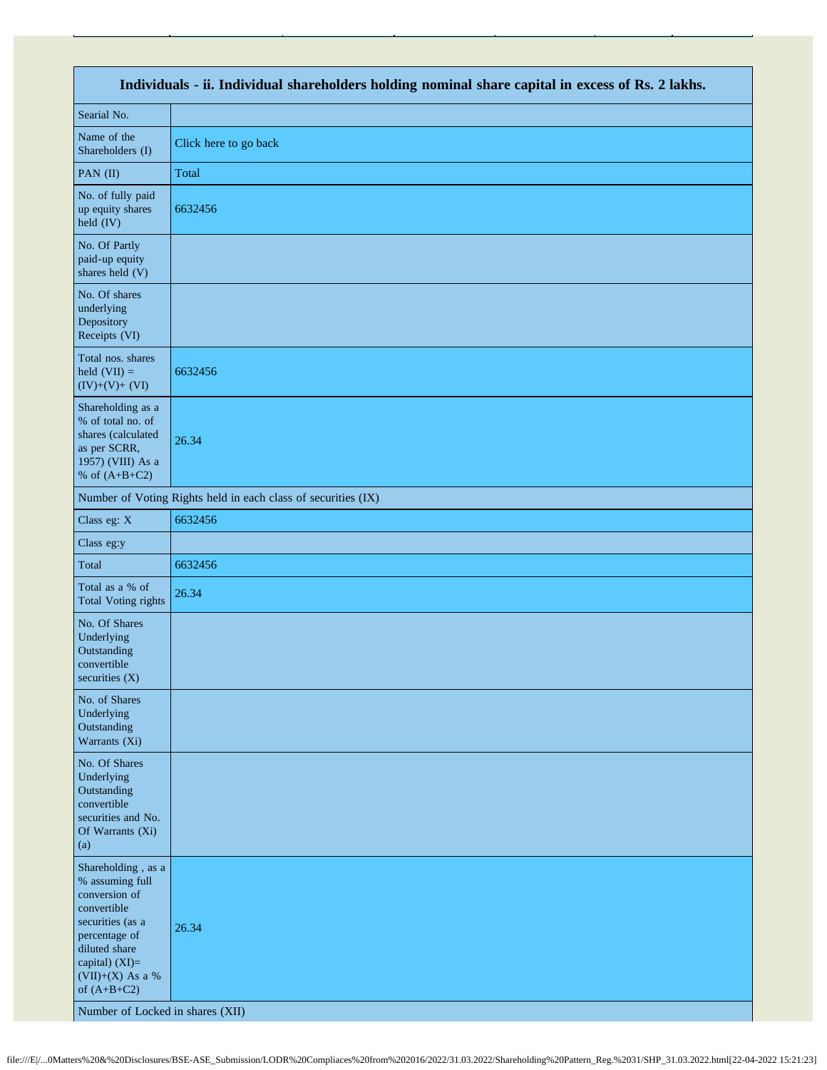| Individuals - ii. Individual shareholders holding nominal share capital in excess of Rs. 2 lakhs. | |
|---|---|
| Searial No. | |
| Name of the Shareholders (I) | Click here to go back |
| PAN (II) | Total |
| No. of fully paid up equity shares held (IV) | 6632456 |
| No. Of Partly paid-up equity shares held (V) | |
| No. Of shares underlying Depository Receipts (VI) | |
| Total nos. shares held (VII) = (IV)+(V)+ (VI) | 6632456 |
| Shareholding as a % of total no. of shares (calculated as per SCRR, 1957) (VIII) As a % of (A+B+C2) | 26.34 |
| Number of Voting Rights held in each class of securities (IX) | |
| Class eg: X | 6632456 |
| Class eg:y | |
| Total | 6632456 |
| Total as a % of Total Voting rights | 26.34 |
| No. Of Shares Underlying Outstanding convertible securities (X) | |
| No. of Shares Underlying Outstanding Warrants (Xi) | |
| No. Of Shares Underlying Outstanding convertible securities and No. Of Warrants (Xi) (a) | |
| Shareholding , as a % assuming full conversion of convertible securities (as a percentage of diluted share capital) (XI)= (VII)+(X) As a % of (A+B+C2) | 26.34 |
| Number of Locked in shares (XII) | |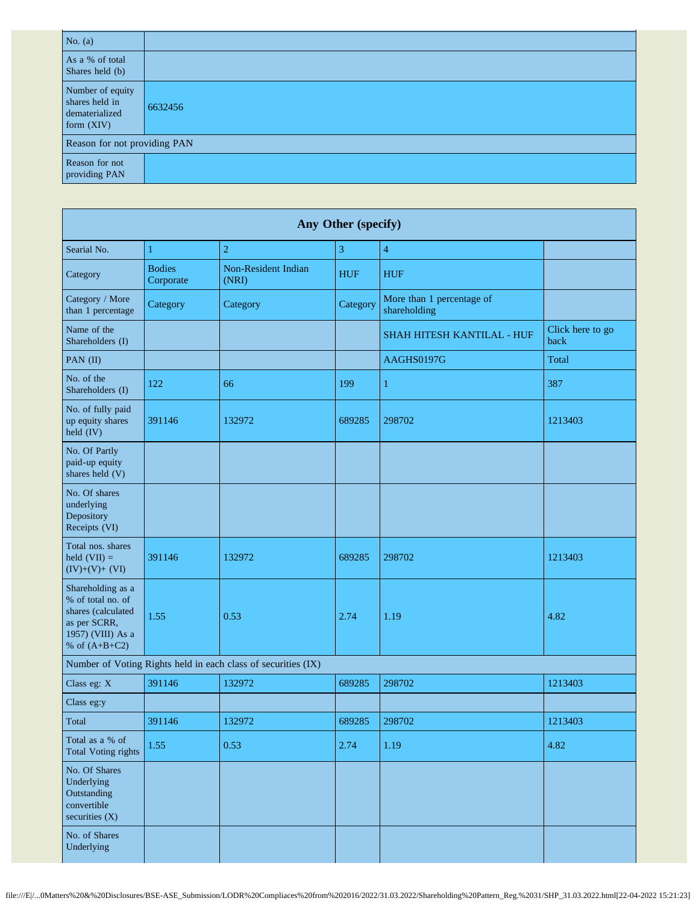| | |
|---|---|
| No. (a) | |
| As a % of total Shares held (b) | |
| Number of equity shares held in dematerialized form (XIV) | 6632456 |
| Reason for not providing PAN | |
| Reason for not providing PAN | |

| Any Other (specify) | | | | | |
|---|---|---|---|---|---|
| Searial No. | 1 | 2 | 3 | 4 | |
| Category | Bodies Corporate | Non-Resident Indian (NRI) | HUF | HUF | |
| Category / More than 1 percentage | Category | Category | Category | More than 1 percentage of shareholding | |
| Name of the Shareholders (I) | | | | SHAH HITESH KANTILAL - HUF | Click here to go back |
| PAN (II) | | | | AAGHS0197G | Total |
| No. of the Shareholders (I) | 122 | 66 | 199 | 1 | 387 |
| No. of fully paid up equity shares held (IV) | 391146 | 132972 | 689285 | 298702 | 1213403 |
| No. Of Partly paid-up equity shares held (V) | | | | | |
| No. Of shares underlying Depository Receipts (VI) | | | | | |
| Total nos. shares held (VII) = (IV)+(V)+ (VI) | 391146 | 132972 | 689285 | 298702 | 1213403 |
| Shareholding as a % of total no. of shares (calculated as per SCRR, 1957) (VIII) As a % of (A+B+C2) | 1.55 | 0.53 | 2.74 | 1.19 | 4.82 |
| Number of Voting Rights held in each class of securities (IX) | | | | | |
| Class eg: X | 391146 | 132972 | 689285 | 298702 | 1213403 |
| Class eg:y | | | | | |
| Total | 391146 | 132972 | 689285 | 298702 | 1213403 |
| Total as a % of Total Voting rights | 1.55 | 0.53 | 2.74 | 1.19 | 4.82 |
| No. Of Shares Underlying Outstanding convertible securities (X) | | | | | |
| No. of Shares Underlying | | | | | |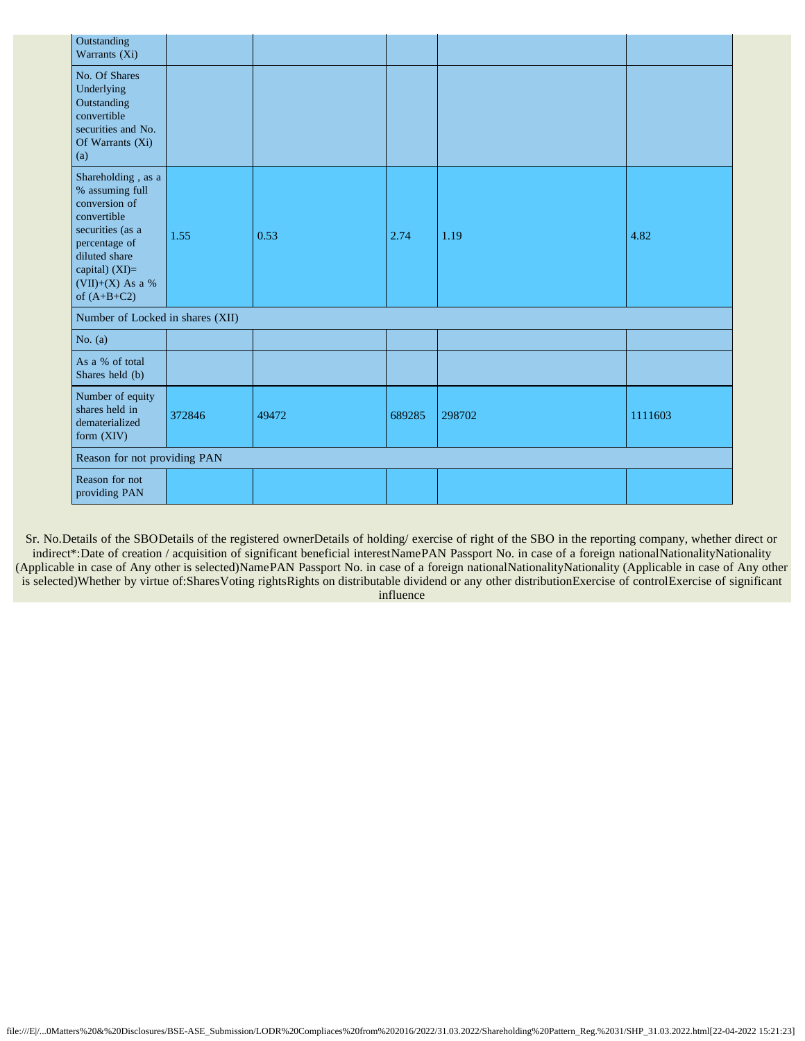| | | | | | |
|---|---|---|---|---|---|
| Outstanding Warrants (Xi) | | | | | |
| No. Of Shares Underlying Outstanding convertible securities and No. Of Warrants (Xi) (a) | | | | | |
| Shareholding , as a % assuming full conversion of convertible securities (as a percentage of diluted share capital) (XI)= (VII)+(X) As a % of (A+B+C2) | 1.55 | 0.53 | 2.74 | 1.19 | 4.82 |
| Number of Locked in shares (XII) | | | | | |
| No. (a) | | | | | |
| As a % of total Shares held (b) | | | | | |
| Number of equity shares held in dematerialized form (XIV) | 372846 | 49472 | 689285 | 298702 | 1111603 |
| Reason for not providing PAN | | | | | |
| Reason for not providing PAN | | | | | |

Sr. No.Details of the SBODetails of the registered ownerDetails of holding/ exercise of right of the SBO in the reporting company, whether direct or indirect*:Date of creation / acquisition of significant beneficial interestNamePAN Passport No. in case of a foreign nationalNationalityNationality (Applicable in case of Any other is selected)NamePAN Passport No. in case of a foreign nationalNationalityNationality (Applicable in case of Any other is selected)Whether by virtue of:SharesVoting rightsRights on distributable dividend or any other distributionExercise of controlExercise of significant influence